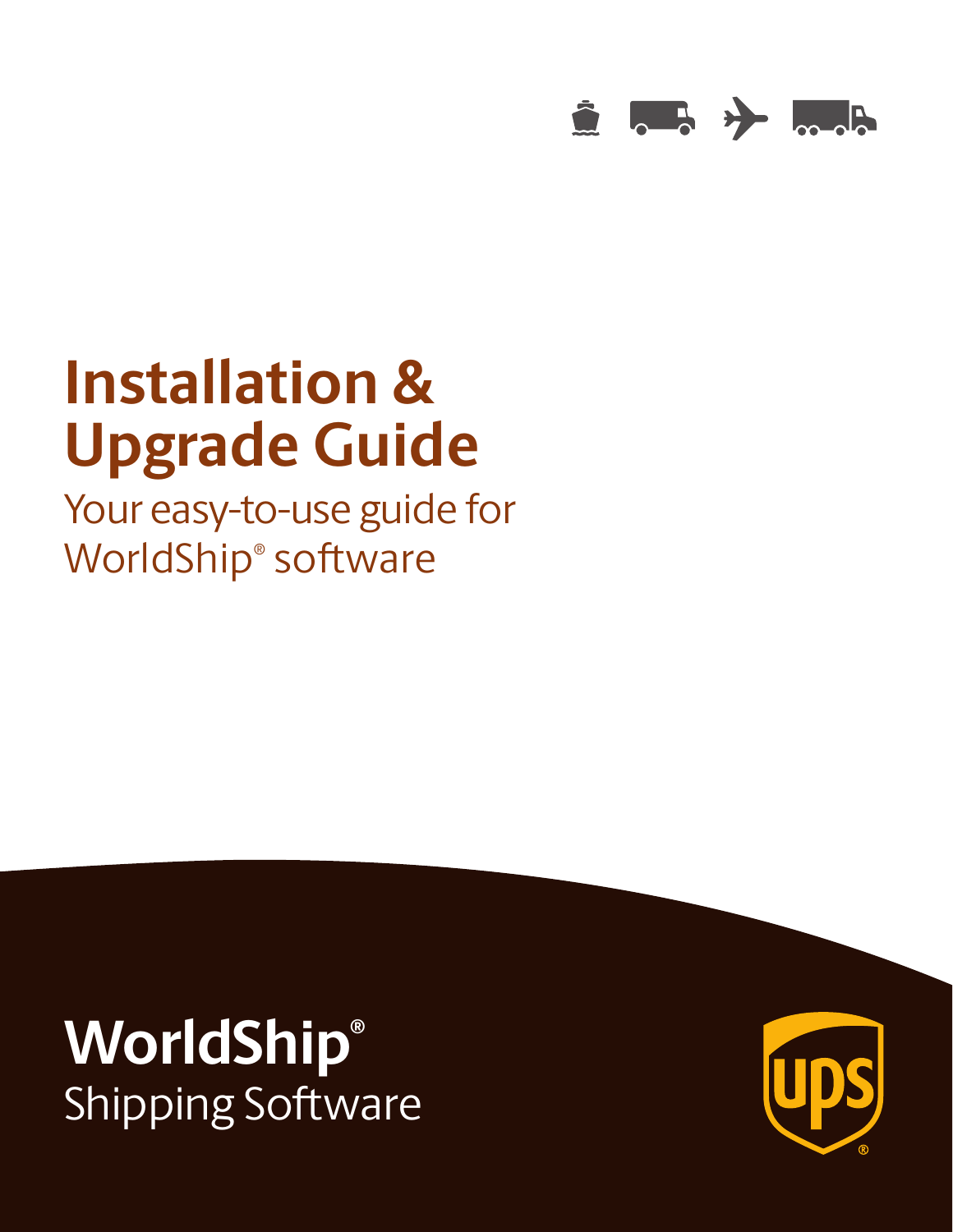# Installation & Upgrade Guide

Your easy-to-use guide for WorldShip® software

WorldShip®
Shipping Software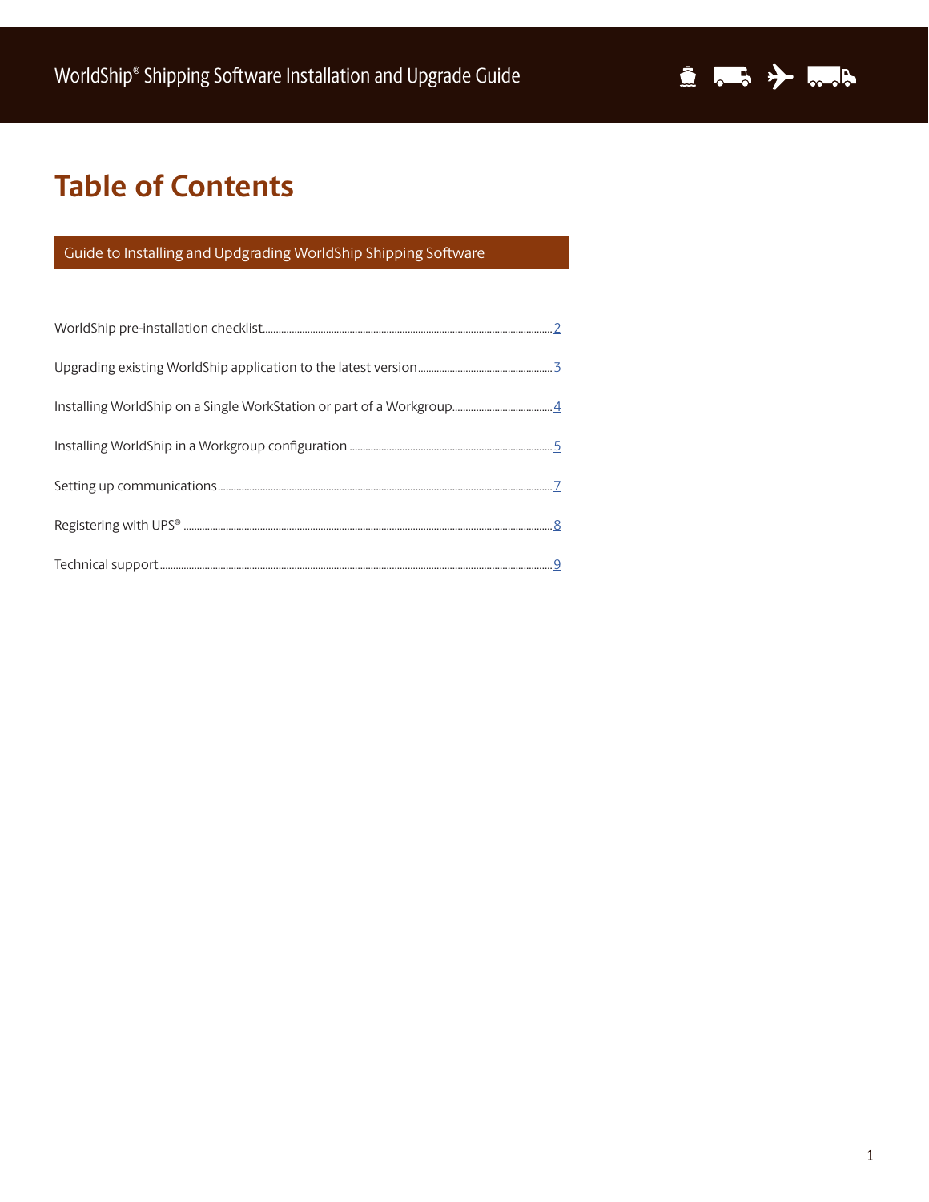# Table of Contents

## Guide to Installing and Updgrading WorldShip Shipping Software

| Section | Page |
| --- | --- |
| WorldShip pre-installation checklist | 2 |
| Upgrading existing WorldShip application to the latest version | 3 |
| Installing WorldShip on a Single WorkStation or part of a Workgroup | 4 |
| Installing WorldShip in a Workgroup configuration | 5 |
| Setting up communications | 7 |
| Registering with UPS® | 8 |
| Technical support | 9 |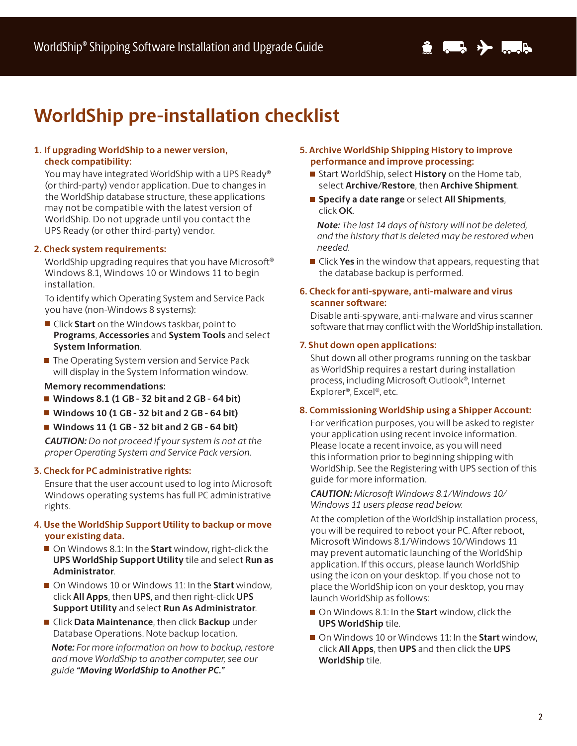# WorldShip pre-installation checklist

### 1. If upgrading WorldShip to a newer version, check compatibility:

You may have integrated WorldShip with a UPS Ready® (or third-party) vendor application. Due to changes in the WorldShip database structure, these applications may not be compatible with the latest version of WorldShip. Do not upgrade until you contact the UPS Ready (or other third-party) vendor.

### 2. Check system requirements:

WorldShip upgrading requires that you have Microsoft® Windows 8.1, Windows 10 or Windows 11 to begin installation.

To identify which Operating System and Service Pack you have (non-Windows 8 systems):

- Click **Start** on the Windows taskbar, point to **Programs**, **Accessories** and **System Tools** and select **System Information**.
- The Operating System version and Service Pack will display in the System Information window.

**Memory recommendations:**

- **Windows 8.1 (1 GB - 32 bit and 2 GB - 64 bit)**
- **Windows 10 (1 GB - 32 bit and 2 GB - 64 bit)**
- **Windows 11 (1 GB - 32 bit and 2 GB - 64 bit)**

***CAUTION:*** *Do not proceed if your system is not at the proper Operating System and Service Pack version.*

### 3. Check for PC administrative rights:

Ensure that the user account used to log into Microsoft Windows operating systems has full PC administrative rights.

### 4. Use the WorldShip Support Utility to backup or move your existing data.

- On Windows 8.1: In the **Start** window, right-click the **UPS WorldShip Support Utility** tile and select **Run as Administrator**.
- On Windows 10 or Windows 11: In the **Start** window, click **All Apps**, then **UPS**, and then right-click **UPS Support Utility** and select **Run As Administrator**.
- Click **Data Maintenance**, then click **Backup** under Database Operations. Note backup location.

***Note:*** *For more information on how to backup, restore and move WorldShip to another computer, see our guide* ***"Moving WorldShip to Another PC."***

### 5. Archive WorldShip Shipping History to improve performance and improve processing:

- Start WorldShip, select **History** on the Home tab, select **Archive**/**Restore**, then **Archive Shipment**.
- **Specify a date range** or select **All Shipments**, click **OK**.

***Note:*** *The last 14 days of history will not be deleted, and the history that is deleted may be restored when needed.*

- Click **Yes** in the window that appears, requesting that the database backup is performed.

### 6. Check for anti-spyware, anti-malware and virus scanner software:

Disable anti-spyware, anti-malware and virus scanner software that may conflict with the WorldShip installation.

### 7. Shut down open applications:

Shut down all other programs running on the taskbar as WorldShip requires a restart during installation process, including Microsoft Outlook®, Internet Explorer®, Excel®, etc.

### 8. Commissioning WorldShip using a Shipper Account:

For verification purposes, you will be asked to register your application using recent invoice information. Please locate a recent invoice, as you will need this information prior to beginning shipping with WorldShip. See the Registering with UPS section of this guide for more information.

***CAUTION:*** *Microsoft Windows 8.1/Windows 10/ Windows 11 users please read below.*

At the completion of the WorldShip installation process, you will be required to reboot your PC. After reboot, Microsoft Windows 8.1/Windows 10/Windows 11 may prevent automatic launching of the WorldShip application. If this occurs, please launch WorldShip using the icon on your desktop. If you chose not to place the WorldShip icon on your desktop, you may launch WorldShip as follows:

- On Windows 8.1: In the **Start** window, click the **UPS WorldShip** tile.
- On Windows 10 or Windows 11: In the **Start** window, click **All Apps**, then **UPS** and then click the **UPS WorldShip** tile.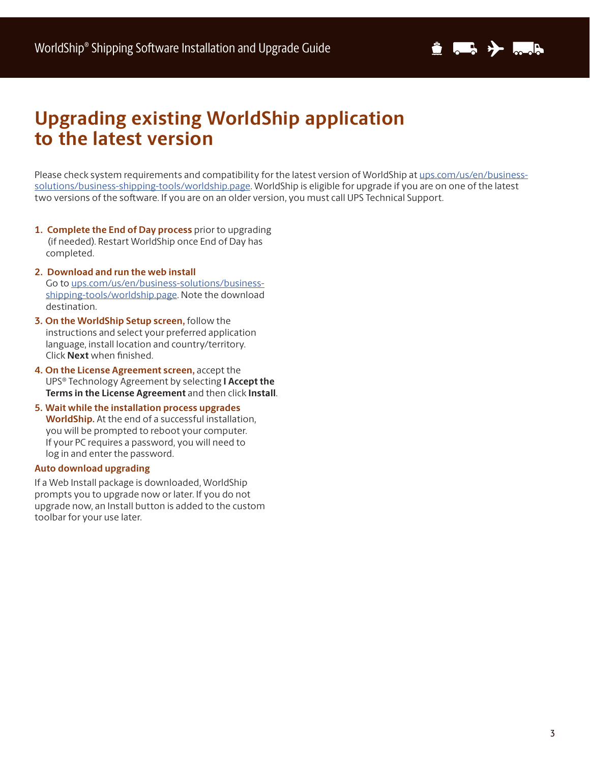# Upgrading existing WorldShip application to the latest version

Please check system requirements and compatibility for the latest version of WorldShip at [ups.com/us/en/business-solutions/business-shipping-tools/worldship.page](ups.com/us/en/business-solutions/business-shipping-tools/worldship.page). WorldShip is eligible for upgrade if you are on one of the latest two versions of the software. If you are on an older version, you must call UPS Technical Support.

1. **Complete the End of Day process** prior to upgrading (if needed). Restart WorldShip once End of Day has completed.
2. **Download and run the web install**
   Go to [ups.com/us/en/business-solutions/business-shipping-tools/worldship.page](ups.com/us/en/business-solutions/business-shipping-tools/worldship.page). Note the download destination.
3. **On the WorldShip Setup screen,** follow the instructions and select your preferred application language, install location and country/territory. Click **Next** when finished.
4. **On the License Agreement screen,** accept the UPS® Technology Agreement by selecting **I Accept the Terms in the License Agreement** and then click **Install**.
5. **Wait while the installation process upgrades WorldShip.** At the end of a successful installation, you will be prompted to reboot your computer. If your PC requires a password, you will need to log in and enter the password.

### Auto download upgrading

If a Web Install package is downloaded, WorldShip prompts you to upgrade now or later. If you do not upgrade now, an Install button is added to the custom toolbar for your use later.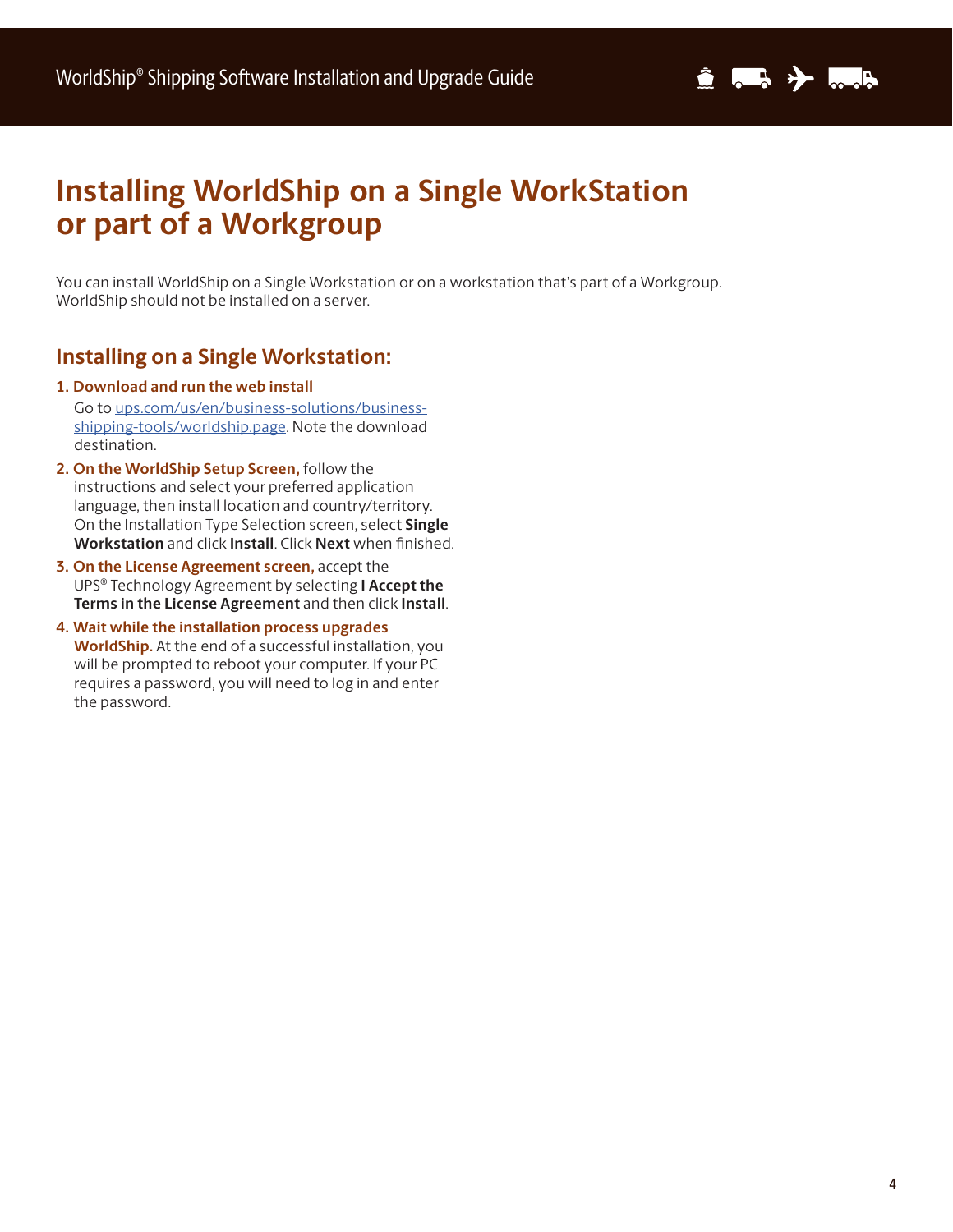# Installing WorldShip on a Single WorkStation or part of a Workgroup

You can install WorldShip on a Single Workstation or on a workstation that's part of a Workgroup. WorldShip should not be installed on a server.

## Installing on a Single Workstation:

1. **Download and run the web install**
   Go to ups.com/us/en/business-solutions/business-shipping-tools/worldship.page. Note the download destination.
2. **On the WorldShip Setup Screen,** follow the instructions and select your preferred application language, then install location and country/territory. On the Installation Type Selection screen, select **Single Workstation** and click **Install**. Click **Next** when finished.
3. **On the License Agreement screen,** accept the UPS® Technology Agreement by selecting **I Accept the Terms in the License Agreement** and then click **Install**.
4. **Wait while the installation process upgrades WorldShip.** At the end of a successful installation, you will be prompted to reboot your computer. If your PC requires a password, you will need to log in and enter the password.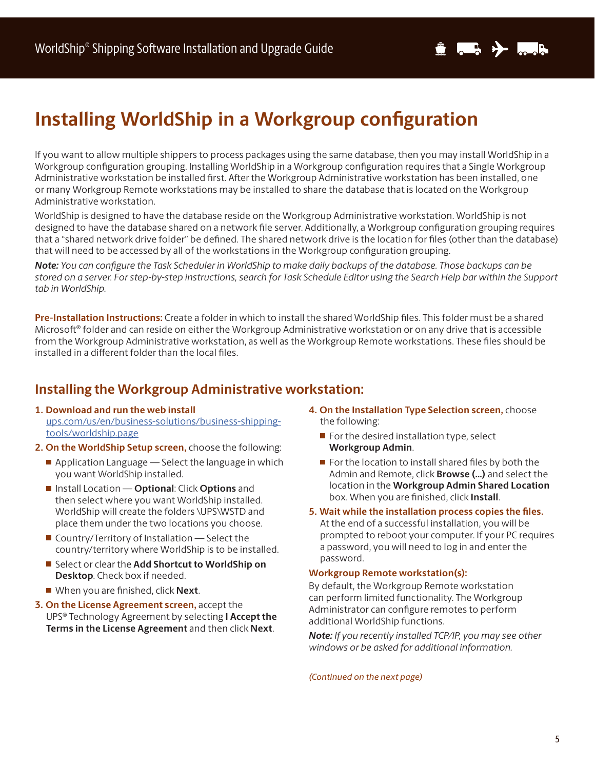# Installing WorldShip in a Workgroup configuration

If you want to allow multiple shippers to process packages using the same database, then you may install WorldShip in a Workgroup configuration grouping. Installing WorldShip in a Workgroup configuration requires that a Single Workgroup Administrative workstation be installed first. After the Workgroup Administrative workstation has been installed, one or many Workgroup Remote workstations may be installed to share the database that is located on the Workgroup Administrative workstation.

WorldShip is designed to have the database reside on the Workgroup Administrative workstation. WorldShip is not designed to have the database shared on a network file server. Additionally, a Workgroup configuration grouping requires that a "shared network drive folder" be defined. The shared network drive is the location for files (other than the database) that will need to be accessed by all of the workstations in the Workgroup configuration grouping.

***Note:*** *You can configure the Task Scheduler in WorldShip to make daily backups of the database. Those backups can be stored on a server. For step-by-step instructions, search for Task Schedule Editor using the Search Help bar within the Support tab in WorldShip.*

**Pre-Installation Instructions:** Create a folder in which to install the shared WorldShip files. This folder must be a shared Microsoft® folder and can reside on either the Workgroup Administrative workstation or on any drive that is accessible from the Workgroup Administrative workstation, as well as the Workgroup Remote workstations. These files should be installed in a different folder than the local files.

## Installing the Workgroup Administrative workstation:

1. **Download and run the web install**
   ups.com/us/en/business-solutions/business-shipping-tools/worldship.page
2. **On the WorldShip Setup screen,** choose the following:
   - Application Language — Select the language in which you want WorldShip installed.
   - Install Location — **Optional**: Click **Options** and then select where you want WorldShip installed. WorldShip will create the folders \UPS\WSTD and place them under the two locations you choose.
   - Country/Territory of Installation — Select the country/territory where WorldShip is to be installed.
   - Select or clear the **Add Shortcut to WorldShip on Desktop**. Check box if needed.
   - When you are finished, click **Next**.
3. **On the License Agreement screen,** accept the UPS® Technology Agreement by selecting **I Accept the Terms in the License Agreement** and then click **Next**.
4. **On the Installation Type Selection screen,** choose the following:
   - For the desired installation type, select **Workgroup Admin**.
   - For the location to install shared files by both the Admin and Remote, click **Browse (...)** and select the location in the **Workgroup Admin Shared Location** box. When you are finished, click **Install**.
5. **Wait while the installation process copies the files.** At the end of a successful installation, you will be prompted to reboot your computer. If your PC requires a password, you will need to log in and enter the password.

**Workgroup Remote workstation(s):**

By default, the Workgroup Remote workstation can perform limited functionality. The Workgroup Administrator can configure remotes to perform additional WorldShip functions.

***Note:*** *If you recently installed TCP/IP, you may see other windows or be asked for additional information.*

*(Continued on the next page)*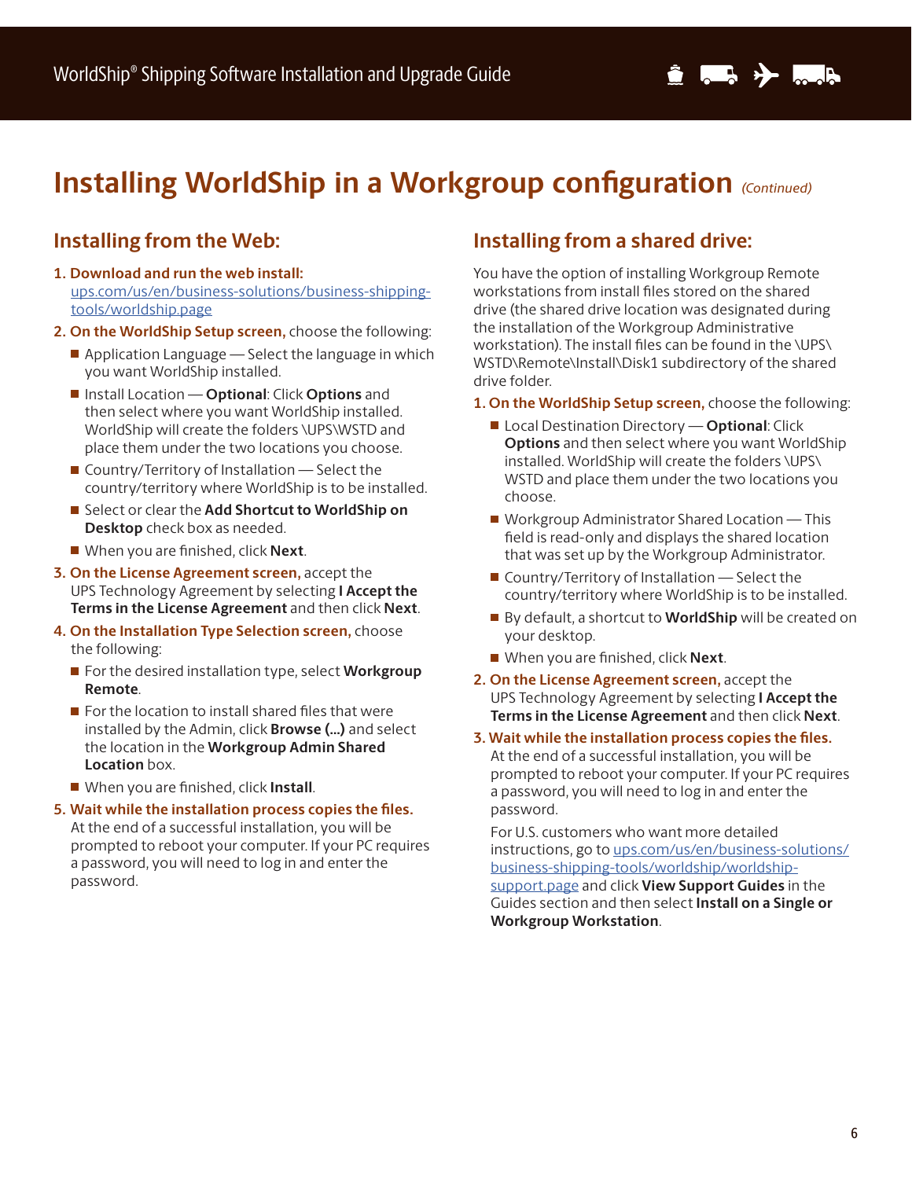# Installing WorldShip in a Workgroup configuration *(Continued)*

## Installing from the Web:

1. **Download and run the web install:** ups.com/us/en/business-solutions/business-shipping-tools/worldship.page
2. **On the WorldShip Setup screen,** choose the following:
   - Application Language — Select the language in which you want WorldShip installed.
   - Install Location — **Optional**: Click **Options** and then select where you want WorldShip installed. WorldShip will create the folders \UPS\WSTD and place them under the two locations you choose.
   - Country/Territory of Installation — Select the country/territory where WorldShip is to be installed.
   - Select or clear the **Add Shortcut to WorldShip on Desktop** check box as needed.
   - When you are finished, click **Next**.
3. **On the License Agreement screen,** accept the UPS Technology Agreement by selecting **I Accept the Terms in the License Agreement** and then click **Next**.
4. **On the Installation Type Selection screen,** choose the following:
   - For the desired installation type, select **Workgroup Remote**.
   - For the location to install shared files that were installed by the Admin, click **Browse (...)** and select the location in the **Workgroup Admin Shared Location** box.
   - When you are finished, click **Install**.
5. **Wait while the installation process copies the files.** At the end of a successful installation, you will be prompted to reboot your computer. If your PC requires a password, you will need to log in and enter the password.

## Installing from a shared drive:

You have the option of installing Workgroup Remote workstations from install files stored on the shared drive (the shared drive location was designated during the installation of the Workgroup Administrative workstation). The install files can be found in the \UPS\WSTD\Remote\Install\Disk1 subdirectory of the shared drive folder.

1. **On the WorldShip Setup screen,** choose the following:
   - Local Destination Directory — **Optional**: Click **Options** and then select where you want WorldShip installed. WorldShip will create the folders \UPS\WSTD and place them under the two locations you choose.
   - Workgroup Administrator Shared Location — This field is read-only and displays the shared location that was set up by the Workgroup Administrator.
   - Country/Territory of Installation — Select the country/territory where WorldShip is to be installed.
   - By default, a shortcut to **WorldShip** will be created on your desktop.
   - When you are finished, click **Next**.
2. **On the License Agreement screen,** accept the UPS Technology Agreement by selecting **I Accept the Terms in the License Agreement** and then click **Next**.
3. **Wait while the installation process copies the files.** At the end of a successful installation, you will be prompted to reboot your computer. If your PC requires a password, you will need to log in and enter the password.

   For U.S. customers who want more detailed instructions, go to ups.com/us/en/business-solutions/business-shipping-tools/worldship/worldship-support.page and click **View Support Guides** in the Guides section and then select **Install on a Single or Workgroup Workstation**.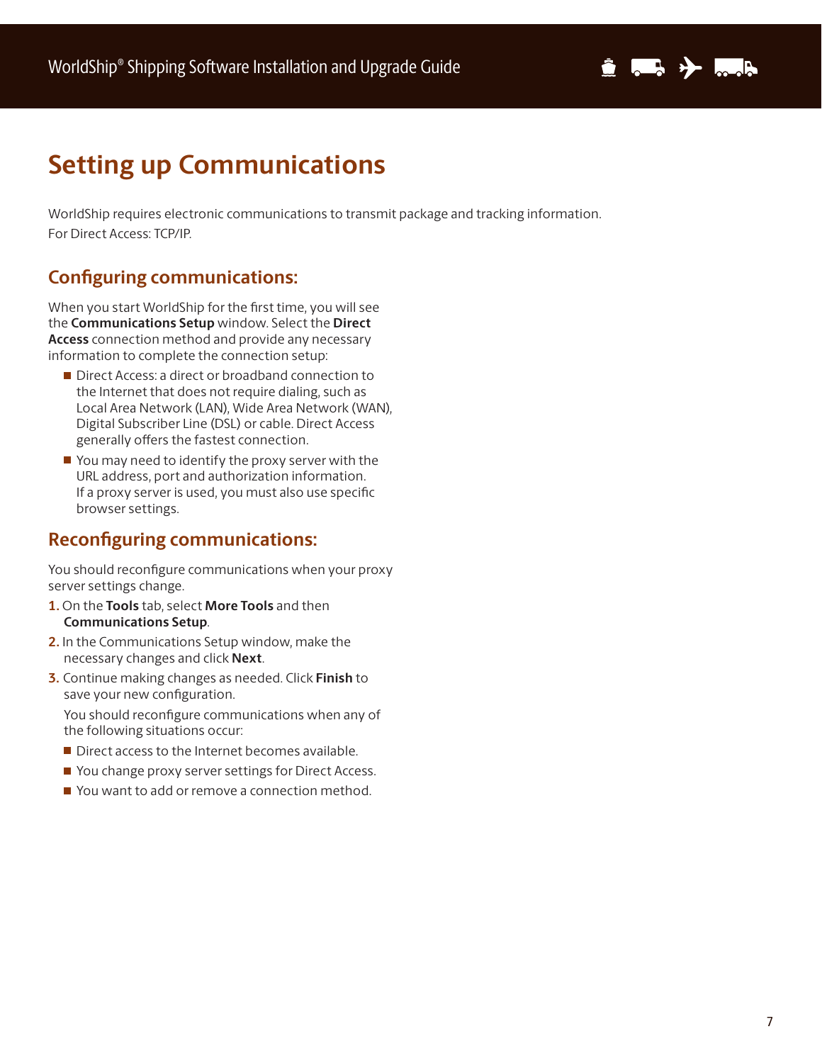# Setting up Communications

WorldShip requires electronic communications to transmit package and tracking information.
For Direct Access: TCP/IP.

## Configuring communications:

When you start WorldShip for the first time, you will see the **Communications Setup** window. Select the **Direct Access** connection method and provide any necessary information to complete the connection setup:

- Direct Access: a direct or broadband connection to the Internet that does not require dialing, such as Local Area Network (LAN), Wide Area Network (WAN), Digital Subscriber Line (DSL) or cable. Direct Access generally offers the fastest connection.
- You may need to identify the proxy server with the URL address, port and authorization information. If a proxy server is used, you must also use specific browser settings.

## Reconfiguring communications:

You should reconfigure communications when your proxy server settings change.

1. On the **Tools** tab, select **More Tools** and then **Communications Setup**.
2. In the Communications Setup window, make the necessary changes and click **Next**.
3. Continue making changes as needed. Click **Finish** to save your new configuration.

   You should reconfigure communications when any of the following situations occur:

   - Direct access to the Internet becomes available.
   - You change proxy server settings for Direct Access.
   - You want to add or remove a connection method.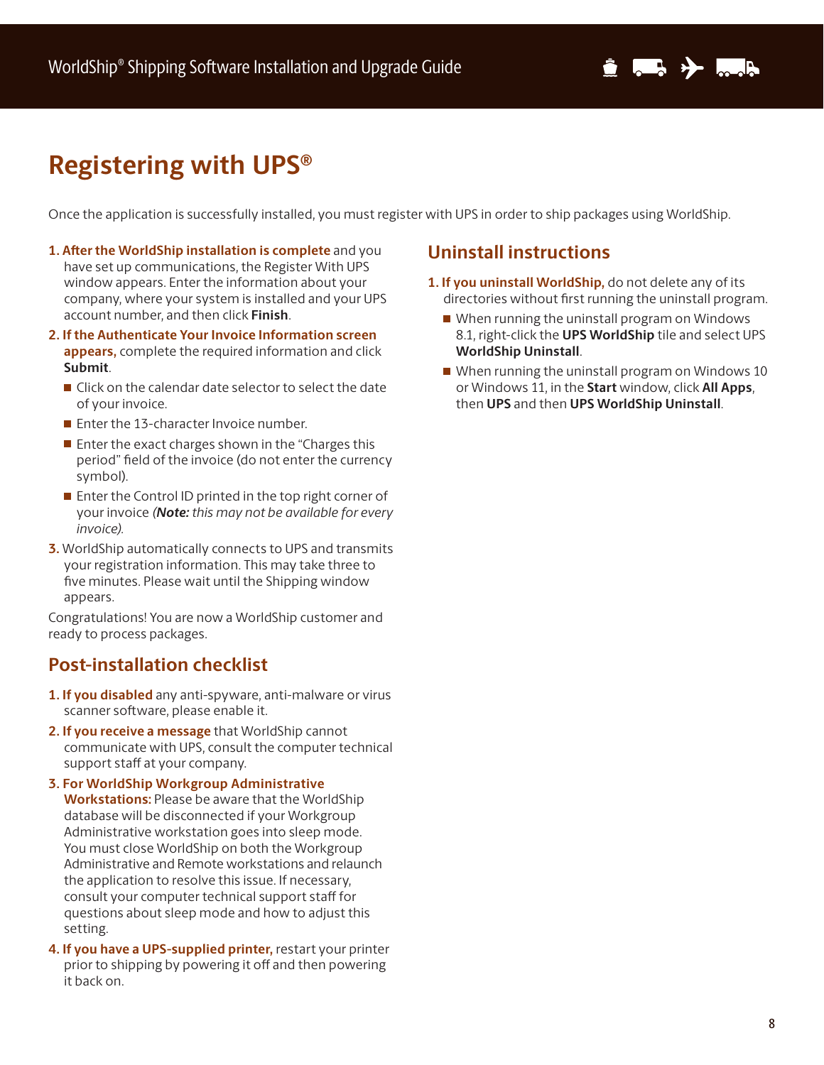# Registering with UPS®

Once the application is successfully installed, you must register with UPS in order to ship packages using WorldShip.

1. **After the WorldShip installation is complete** and you have set up communications, the Register With UPS window appears. Enter the information about your company, where your system is installed and your UPS account number, and then click **Finish**.
2. **If the Authenticate Your Invoice Information screen appears,** complete the required information and click **Submit**.
   - Click on the calendar date selector to select the date of your invoice.
   - Enter the 13-character Invoice number.
   - Enter the exact charges shown in the "Charges this period" field of the invoice (do not enter the currency symbol).
   - Enter the Control ID printed in the top right corner of your invoice *(**Note:** this may not be available for every invoice).*
3. WorldShip automatically connects to UPS and transmits your registration information. This may take three to five minutes. Please wait until the Shipping window appears.

Congratulations! You are now a WorldShip customer and ready to process packages.

## Post-installation checklist

1. **If you disabled** any anti-spyware, anti-malware or virus scanner software, please enable it.
2. **If you receive a message** that WorldShip cannot communicate with UPS, consult the computer technical support staff at your company.
3. **For WorldShip Workgroup Administrative Workstations:** Please be aware that the WorldShip database will be disconnected if your Workgroup Administrative workstation goes into sleep mode. You must close WorldShip on both the Workgroup Administrative and Remote workstations and relaunch the application to resolve this issue. If necessary, consult your computer technical support staff for questions about sleep mode and how to adjust this setting.
4. **If you have a UPS-supplied printer,** restart your printer prior to shipping by powering it off and then powering it back on.

## Uninstall instructions

1. **If you uninstall WorldShip,** do not delete any of its directories without first running the uninstall program.
   - When running the uninstall program on Windows 8.1, right-click the **UPS WorldShip** tile and select UPS **WorldShip Uninstall**.
   - When running the uninstall program on Windows 10 or Windows 11, in the **Start** window, click **All Apps**, then **UPS** and then **UPS WorldShip Uninstall**.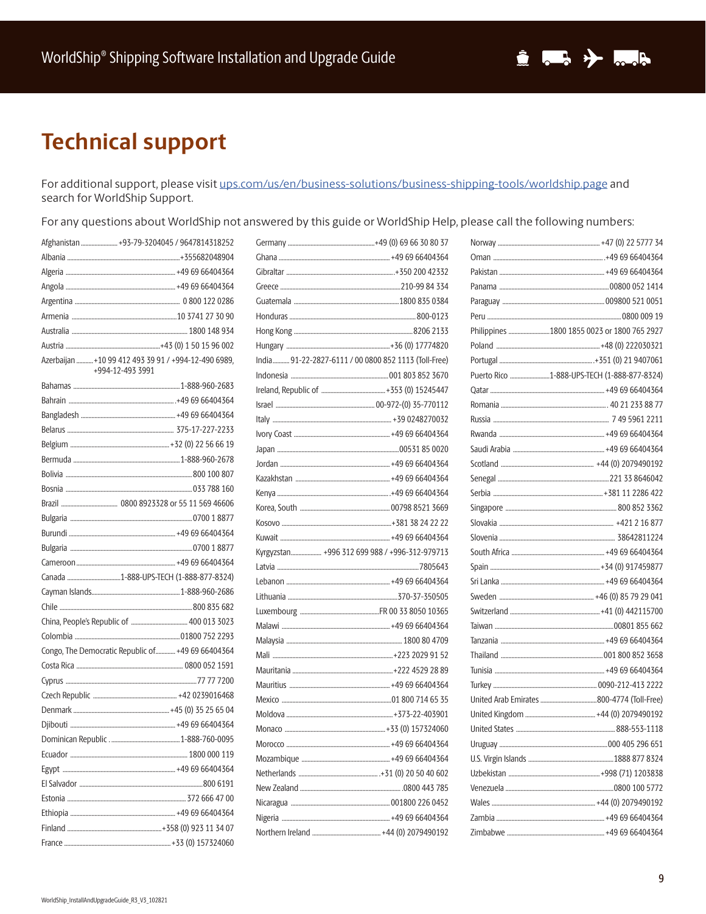# Technical support

For additional support, please visit ups.com/us/en/business-solutions/business-shipping-tools/worldship.page and search for WorldShip Support.

For any questions about WorldShip not answered by this guide or WorldShip Help, please call the following numbers:

| Country | Phone Number |
|---|---|
| Afghanistan | +93-79-3204045 / 9647814318252 |
| Albania | +355682048904 |
| Algeria | +49 69 66404364 |
| Angola | +49 69 66404364 |
| Argentina | 0 800 122 0286 |
| Armenia | 10 3741 27 30 90 |
| Australia | 1800 148 934 |
| Austria | +43 (0) 1 50 15 96 002 |
| Azerbaijan | +10 99 412 493 39 91 / +994-12-490 6989, +994-12-493 3991 |
| Bahamas | 1-888-960-2683 |
| Bahrain | +49 69 66404364 |
| Bangladesh | +49 69 66404364 |
| Belarus | 375-17-227-2233 |
| Belgium | +32 (0) 22 56 66 19 |
| Bermuda | 1-888-960-2678 |
| Bolivia | 800 100 807 |
| Bosnia | 033 788 160 |
| Brazil | 0800 8923328 or 55 11 569 46606 |
| Bulgaria | 0700 1 8877 |
| Burundi | +49 69 66404364 |
| Bulgaria | 0700 1 8877 |
| Cameroon | +49 69 66404364 |
| Canada | 1-888-UPS-TECH (1-888-877-8324) |
| Cayman Islands | 1-888-960-2686 |
| Chile | 800 835 682 |
| China, People's Republic of | 400 013 3023 |
| Colombia | 01800 752 2293 |
| Congo, The Democratic Republic of | +49 69 66404364 |
| Costa Rica | 0800 052 1591 |
| Cyprus | 77 77 7200 |
| Czech Republic | +42 0239016468 |
| Denmark | +45 (0) 35 25 65 04 |
| Djibouti | +49 69 66404364 |
| Dominican Republic | 1-888-760-0095 |
| Ecuador | 1800 000 119 |
| Egypt | +49 69 66404364 |
| El Salvador | 800 6191 |
| Estonia | 372 666 47 00 |
| Ethiopia | +49 69 66404364 |
| Finland | +358 (0) 923 11 34 07 |
| France | +33 (0) 157324060 |
| Germany | +49 (0) 69 66 30 80 37 |
| Ghana | +49 69 66404364 |
| Gibraltar | +350 200 42332 |
| Greece | 210-99 84 334 |
| Guatemala | 1800 835 0384 |
| Honduras | 800-0123 |
| Hong Kong | 8206 2133 |
| Hungary | +36 (0) 17774820 |
| India | 91-22-2827-6111 / 00 0800 852 1113 (Toll-Free) |
| Indonesia | 001 803 852 3670 |
| Ireland, Republic of | +353 (0) 15245447 |
| Israel | 00-972-(0) 35-770112 |
| Italy | +39 0248270032 |
| Ivory Coast | +49 69 66404364 |
| Japan | 00531 85 0020 |
| Jordan | +49 69 66404364 |
| Kazakhstan | +49 69 66404364 |
| Kenya | +49 69 66404364 |
| Korea, South | 00798 8521 3669 |
| Kosovo | +381 38 24 22 22 |
| Kuwait | +49 69 66404364 |
| Kyrgyzstan | +996 312 699 988 / +996-312-979713 |
| Latvia | 7805643 |
| Lebanon | +49 69 66404364 |
| Lithuania | 370-37-350505 |
| Luxembourg | FR 00 33 8050 10365 |
| Malawi | +49 69 66404364 |
| Malaysia | 1800 80 4709 |
| Mali | +223 2029 91 52 |
| Mauritania | +222 4529 28 89 |
| Mauritius | +49 69 66404364 |
| Mexico | 01 800 714 65 35 |
| Moldova | +373-22-403901 |
| Monaco | +33 (0) 157324060 |
| Morocco | +49 69 66404364 |
| Mozambique | +49 69 66404364 |
| Netherlands | +31 (0) 20 50 40 602 |
| New Zealand | 0800 443 785 |
| Nicaragua | 001800 226 0452 |
| Nigeria | +49 69 66404364 |
| Northern Ireland | +44 (0) 2079490192 |
| Norway | +47 (0) 22 5777 34 |
| Oman | +49 69 66404364 |
| Pakistan | +49 69 66404364 |
| Panama | 00800 052 1414 |
| Paraguay | 009800 521 0051 |
| Peru | 0800 009 19 |
| Philippines | 1800 1855 0023 or 1800 765 2927 |
| Poland | +48 (0) 222030321 |
| Portugal | +351 (0) 21 9407061 |
| Puerto Rico | 1-888-UPS-TECH (1-888-877-8324) |
| Qatar | +49 69 66404364 |
| Romania | 40 21 233 88 77 |
| Russia | 7 49 5961 2211 |
| Rwanda | +49 69 66404364 |
| Saudi Arabia | +49 69 66404364 |
| Scotland | +44 (0) 2079490192 |
| Senegal | 221 33 8646042 |
| Serbia | +381 11 2286 422 |
| Singapore | 800 852 3362 |
| Slovakia | +421 2 16 877 |
| Slovenia | 38642811224 |
| South Africa | +49 69 66404364 |
| Spain | +34 (0) 917459877 |
| Sri Lanka | +49 69 66404364 |
| Sweden | +46 (0) 85 79 29 041 |
| Switzerland | +41 (0) 442115700 |
| Taiwan | 00801 855 662 |
| Tanzania | +49 69 66404364 |
| Thailand | 001 800 852 3658 |
| Tunisia | +49 69 66404364 |
| Turkey | 0090-212-413 2222 |
| United Arab Emirates | 800-4774 (Toll-Free) |
| United Kingdom | +44 (0) 2079490192 |
| United States | 888-553-1118 |
| Uruguay | 000 405 296 651 |
| U.S. Virgin Islands | 1888 877 8324 |
| Uzbekistan | +998 (71) 1203838 |
| Venezuela | 0800 100 5772 |
| Wales | +44 (0) 2079490192 |
| Zambia | +49 69 66404364 |
| Zimbabwe | +49 69 66404364 |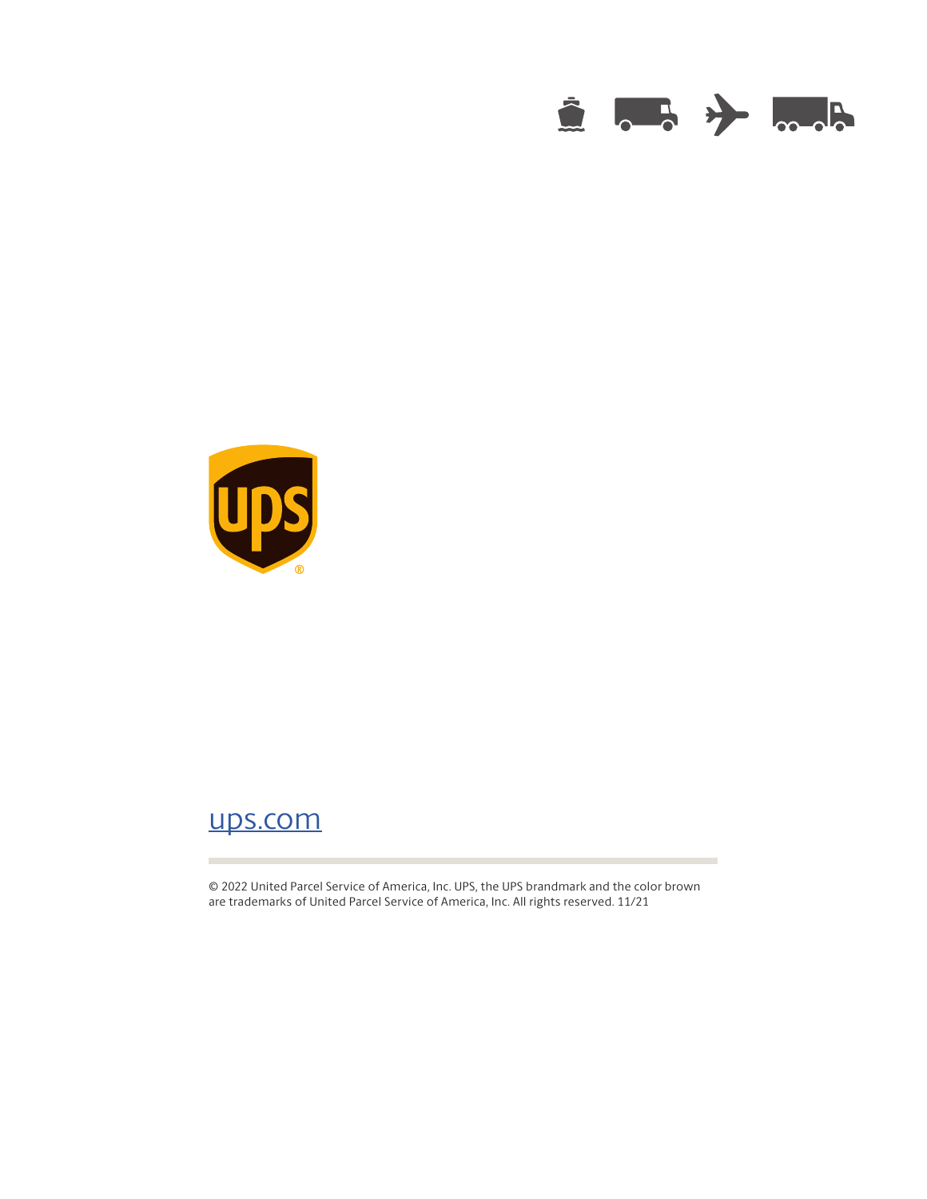ups.com

© 2022 United Parcel Service of America, Inc. UPS, the UPS brandmark and the color brown are trademarks of United Parcel Service of America, Inc. All rights reserved. 11/21